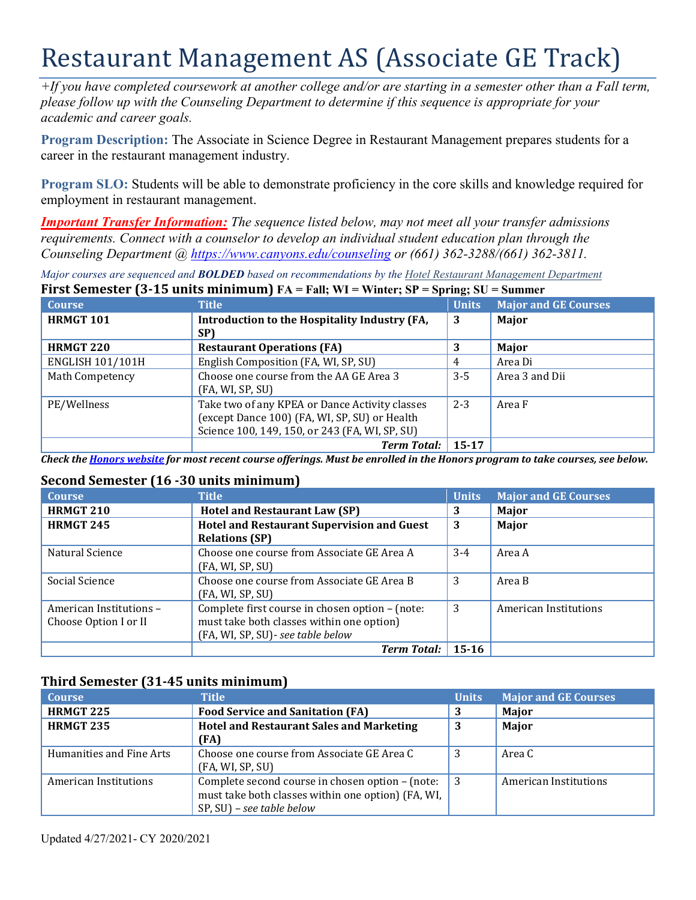# Restaurant Management AS (Associate GE Track)

*+If you have completed coursework at another college and/or are starting in a semester other than a Fall term, please follow up with the Counseling Department to determine if this sequence is appropriate for your academic and career goals.*

**Program Description:** The Associate in Science Degree in Restaurant Management prepares students for a career in the restaurant management industry.

**Program SLO:** Students will be able to demonstrate proficiency in the core skills and knowledge required for employment in restaurant management.

***Important Transfer Information:*** *The sequence listed below, may not meet all your transfer admissions requirements. Connect with a counselor to develop an individual student education plan through the Counseling Department @ https://www.canyons.edu/counseling or (661) 362-3288/(661) 362-3811.*

*Major courses are sequenced and **BOLDED** based on recommendations by the Hotel Restaurant Management Department*

### First Semester (3-15 units minimum) FA = Fall; WI = Winter; SP = Spring; SU = Summer

| Course | Title | Units | Major and GE Courses |
|---|---|---|---|
| **HRMGT 101** | **Introduction to the Hospitality Industry (FA, SP)** | **3** | **Major** |
| **HRMGT 220** | **Restaurant Operations (FA)** | **3** | **Major** |
| ENGLISH 101/101H | English Composition (FA, WI, SP, SU) | 4 | Area Di |
| Math Competency | Choose one course from the AA GE Area 3 (FA, WI, SP, SU) | 3-5 | Area 3 and Dii |
| PE/Wellness | Take two of any KPEA or Dance Activity classes (except Dance 100) (FA, WI, SP, SU) or Health Science 100, 149, 150, or 243 (FA, WI, SP, SU) | 2-3 | Area F |
| | ***Term Total:*** | **15-17** | |

***Check the Honors website for most recent course offerings. Must be enrolled in the Honors program to take courses, see below.***

### Second Semester (16 -30 units minimum)

| Course | Title | Units | Major and GE Courses |
|---|---|---|---|
| **HRMGT 210** | **Hotel and Restaurant Law (SP)** | **3** | **Major** |
| **HRMGT 245** | **Hotel and Restaurant Supervision and Guest Relations (SP)** | **3** | **Major** |
| Natural Science | Choose one course from Associate GE Area A (FA, WI, SP, SU) | 3-4 | Area A |
| Social Science | Choose one course from Associate GE Area B (FA, WI, SP, SU) | 3 | Area B |
| American Institutions – Choose Option I or II | Complete first course in chosen option – (note: must take both classes within one option) (FA, WI, SP, SU)- *see table below* | 3 | American Institutions |
| | ***Term Total:*** | **15-16** | |

### Third Semester (31-45 units minimum)

| Course | Title | Units | Major and GE Courses |
|---|---|---|---|
| **HRMGT 225** | **Food Service and Sanitation (FA)** | **3** | **Major** |
| **HRMGT 235** | **Hotel and Restaurant Sales and Marketing (FA)** | **3** | **Major** |
| Humanities and Fine Arts | Choose one course from Associate GE Area C (FA, WI, SP, SU) | 3 | Area C |
| American Institutions | Complete second course in chosen option – (note: must take both classes within one option) (FA, WI, SP, SU) – *see table below* | 3 | American Institutions |

Updated 4/27/2021- CY 2020/2021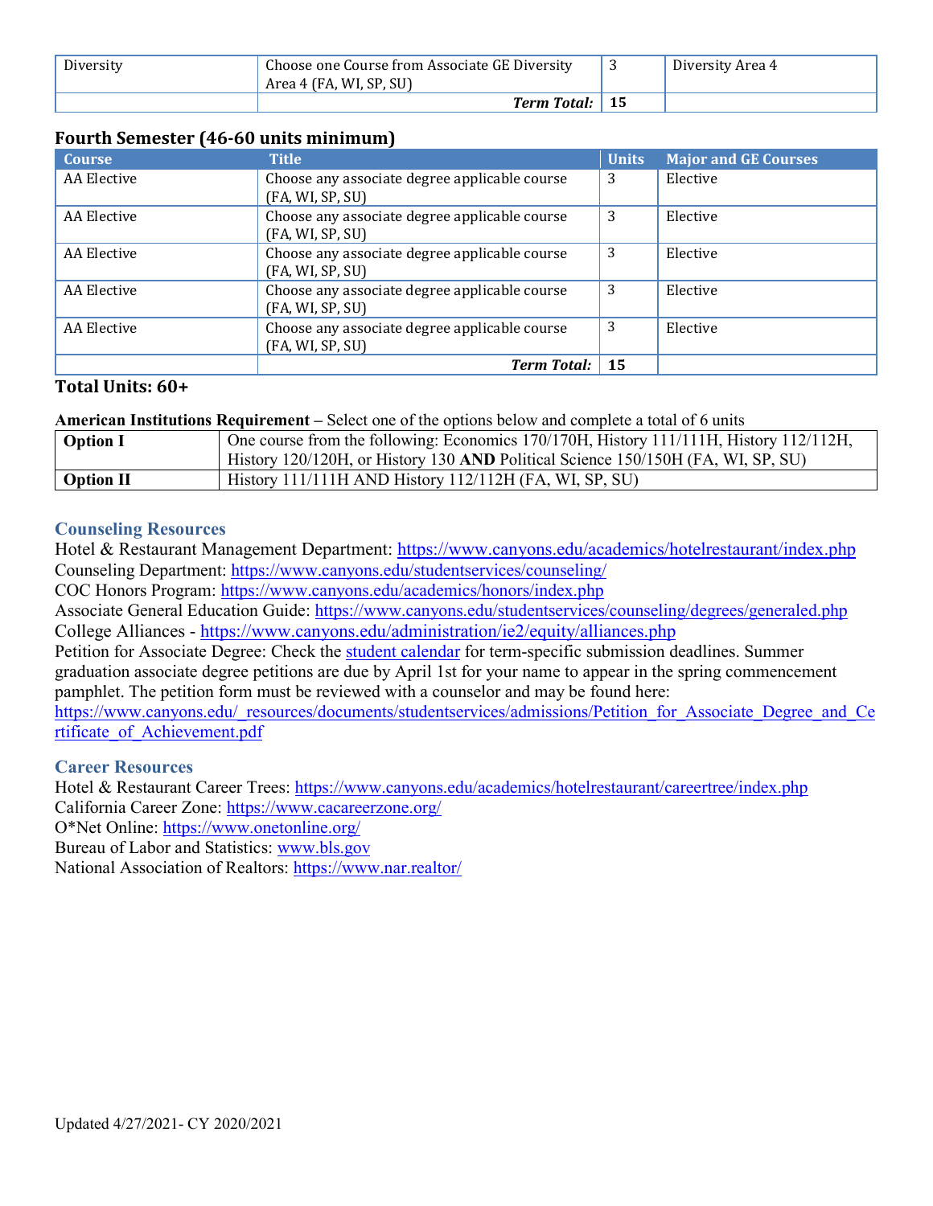| | | | |
|---|---|---|---|
| Diversity | Choose one Course from Associate GE Diversity Area 4 (FA, WI, SP, SU) | 3 | Diversity Area 4 |
| | ***Term Total:*** | **15** | |

### Fourth Semester (46-60 units minimum)

| Course | Title | Units | Major and GE Courses |
|---|---|---|---|
| AA Elective | Choose any associate degree applicable course (FA, WI, SP, SU) | 3 | Elective |
| AA Elective | Choose any associate degree applicable course (FA, WI, SP, SU) | 3 | Elective |
| AA Elective | Choose any associate degree applicable course (FA, WI, SP, SU) | 3 | Elective |
| AA Elective | Choose any associate degree applicable course (FA, WI, SP, SU) | 3 | Elective |
| AA Elective | Choose any associate degree applicable course (FA, WI, SP, SU) | 3 | Elective |
| | ***Term Total:*** | **15** | |

**Total Units: 60+**

**American Institutions Requirement** – Select one of the options below and complete a total of 6 units

| | |
|---|---|
| **Option I** | One course from the following: Economics 170/170H, History 111/111H, History 112/112H, History 120/120H, or History 130 **AND** Political Science 150/150H (FA, WI, SP, SU) |
| **Option II** | History 111/111H AND History 112/112H (FA, WI, SP, SU) |

### Counseling Resources

Hotel & Restaurant Management Department: https://www.canyons.edu/academics/hotelrestaurant/index.php
Counseling Department: https://www.canyons.edu/studentservices/counseling/
COC Honors Program: https://www.canyons.edu/academics/honors/index.php
Associate General Education Guide: https://www.canyons.edu/studentservices/counseling/degrees/generaled.php
College Alliances - https://www.canyons.edu/administration/ie2/equity/alliances.php
Petition for Associate Degree: Check the student calendar for term-specific submission deadlines. Summer graduation associate degree petitions are due by April 1st for your name to appear in the spring commencement pamphlet. The petition form must be reviewed with a counselor and may be found here: https://www.canyons.edu/_resources/documents/studentservices/admissions/Petition_for_Associate_Degree_and_Certificate_of_Achievement.pdf

### Career Resources

Hotel & Restaurant Career Trees: https://www.canyons.edu/academics/hotelrestaurant/careertree/index.php
California Career Zone: https://www.cacareerzone.org/
O*Net Online: https://www.onetonline.org/
Bureau of Labor and Statistics: www.bls.gov
National Association of Realtors: https://www.nar.realtor/

Updated 4/27/2021- CY 2020/2021